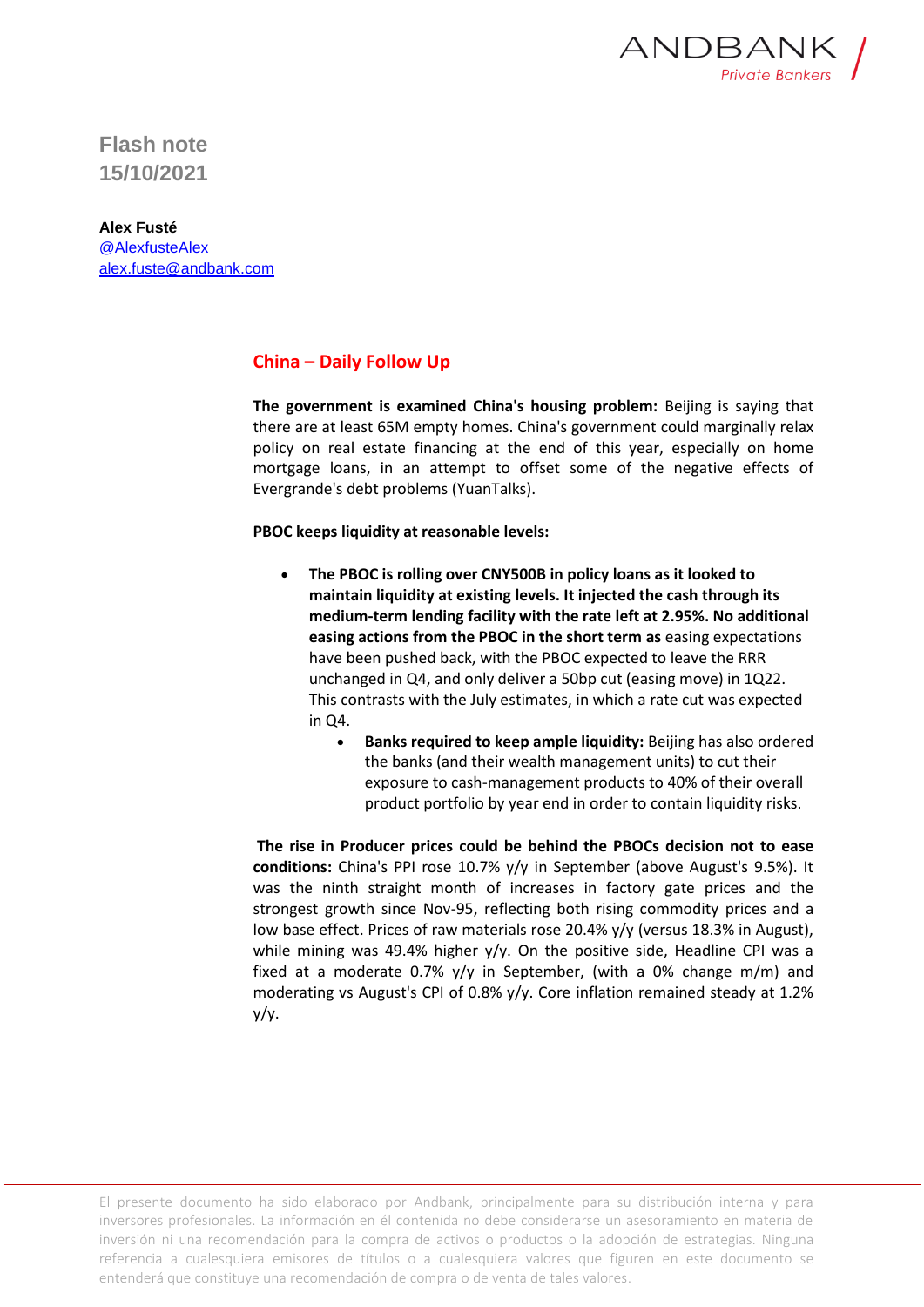ANDBANK
*Private Bankers*

**Flash note**
**15/10/2021**

**Alex Fusté**
@AlexfusteAlex
alex.fuste@andbank.com

## China – Daily Follow Up

**The government is examined China's housing problem:** Beijing is saying that there are at least 65M empty homes. China's government could marginally relax policy on real estate financing at the end of this year, especially on home mortgage loans, in an attempt to offset some of the negative effects of Evergrande's debt problems (YuanTalks).

**PBOC keeps liquidity at reasonable levels:**

- **The PBOC is rolling over CNY500B in policy loans as it looked to maintain liquidity at existing levels. It injected the cash through its medium-term lending facility with the rate left at 2.95%. No additional easing actions from the PBOC in the short term as** easing expectations have been pushed back, with the PBOC expected to leave the RRR unchanged in Q4, and only deliver a 50bp cut (easing move) in 1Q22. This contrasts with the July estimates, in which a rate cut was expected in Q4.
    - **Banks required to keep ample liquidity:** Beijing has also ordered the banks (and their wealth management units) to cut their exposure to cash-management products to 40% of their overall product portfolio by year end in order to contain liquidity risks.

**The rise in Producer prices could be behind the PBOCs decision not to ease conditions:** China's PPI rose 10.7% y/y in September (above August's 9.5%). It was the ninth straight month of increases in factory gate prices and the strongest growth since Nov-95, reflecting both rising commodity prices and a low base effect. Prices of raw materials rose 20.4% y/y (versus 18.3% in August), while mining was 49.4% higher y/y. On the positive side, Headline CPI was a fixed at a moderate 0.7% y/y in September, (with a 0% change m/m) and moderating vs August's CPI of 0.8% y/y. Core inflation remained steady at 1.2% y/y.

El presente documento ha sido elaborado por Andbank, principalmente para su distribución interna y para inversores profesionales. La información en él contenida no debe considerarse un asesoramiento en materia de inversión ni una recomendación para la compra de activos o productos o la adopción de estrategias. Ninguna referencia a cualesquiera emisores de títulos o a cualesquiera valores que figuren en este documento se entenderá que constituye una recomendación de compra o de venta de tales valores.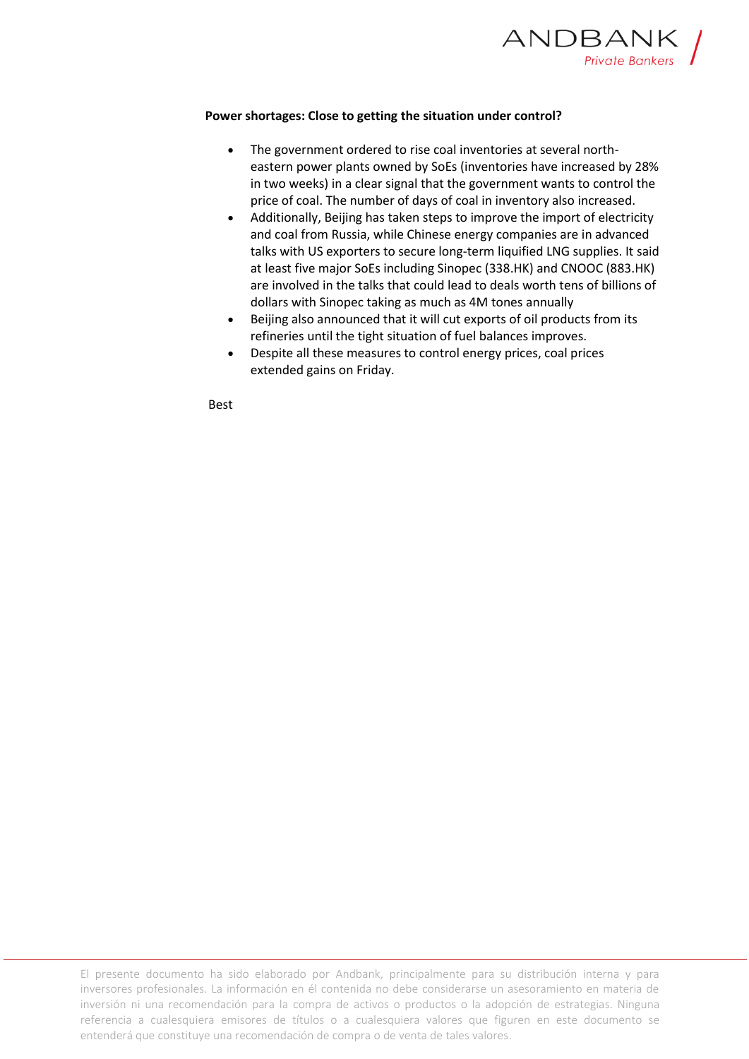**Power shortages: Close to getting the situation under control?**

- The government ordered to rise coal inventories at several north-eastern power plants owned by SoEs (inventories have increased by 28% in two weeks) in a clear signal that the government wants to control the price of coal. The number of days of coal in inventory also increased.
- Additionally, Beijing has taken steps to improve the import of electricity and coal from Russia, while Chinese energy companies are in advanced talks with US exporters to secure long-term liquified LNG supplies. It said at least five major SoEs including Sinopec (338.HK) and CNOOC (883.HK) are involved in the talks that could lead to deals worth tens of billions of dollars with Sinopec taking as much as 4M tones annually
- Beijing also announced that it will cut exports of oil products from its refineries until the tight situation of fuel balances improves.
- Despite all these measures to control energy prices, coal prices extended gains on Friday.

Best

El presente documento ha sido elaborado por Andbank, principalmente para su distribución interna y para inversores profesionales. La información en él contenida no debe considerarse un asesoramiento en materia de inversión ni una recomendación para la compra de activos o productos o la adopción de estrategias. Ninguna referencia a cualesquiera emisores de títulos o a cualesquiera valores que figuren en este documento se entenderá que constituye una recomendación de compra o de venta de tales valores.